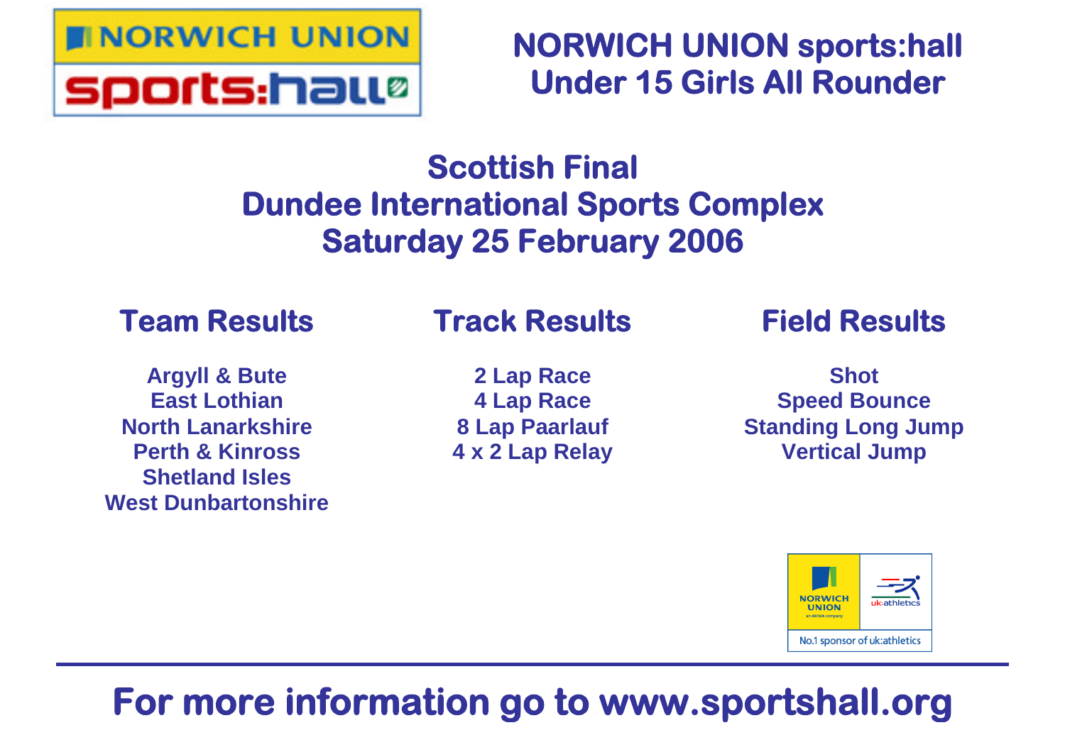# NORWICH UNION sports:hall Under 15 Girls All Rounder

## Scottish Final
## Dundee International Sports Complex
## Saturday 25 February 2006

### Team Results

Argyll & Bute
East Lothian
North Lanarkshire
Perth & Kinross
Shetland Isles
West Dunbartonshire

### Track Results

2 Lap Race
4 Lap Race
8 Lap Paarlauf
4 x 2 Lap Relay

### Field Results

Shot
Speed Bounce
Standing Long Jump
Vertical Jump

NORWICH UNION an AVIVA company | uk:athletics
No.1 sponsor of uk:athletics

**For more information go to www.sportshall.org**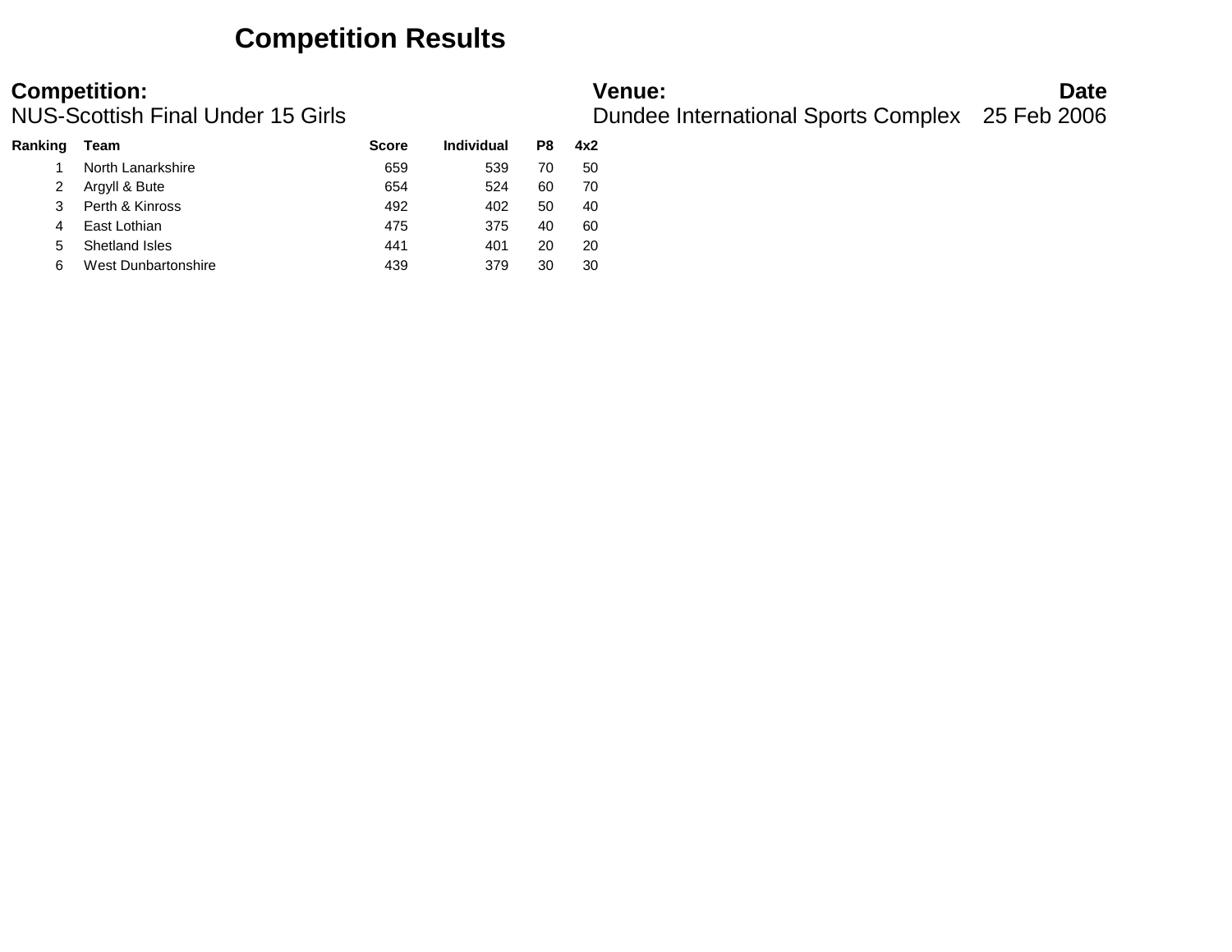# Competition Results

**Competition:**
NUS-Scottish Final Under 15 Girls

**Venue:**
Dundee International Sports Complex

**Date**
25 Feb 2006

| Ranking | Team | Score | Individual | P8 | 4x2 |
|---|---|---|---|---|---|
| 1 | North Lanarkshire | 659 | 539 | 70 | 50 |
| 2 | Argyll & Bute | 654 | 524 | 60 | 70 |
| 3 | Perth & Kinross | 492 | 402 | 50 | 40 |
| 4 | East Lothian | 475 | 375 | 40 | 60 |
| 5 | Shetland Isles | 441 | 401 | 20 | 20 |
| 6 | West Dunbartonshire | 439 | 379 | 30 | 30 |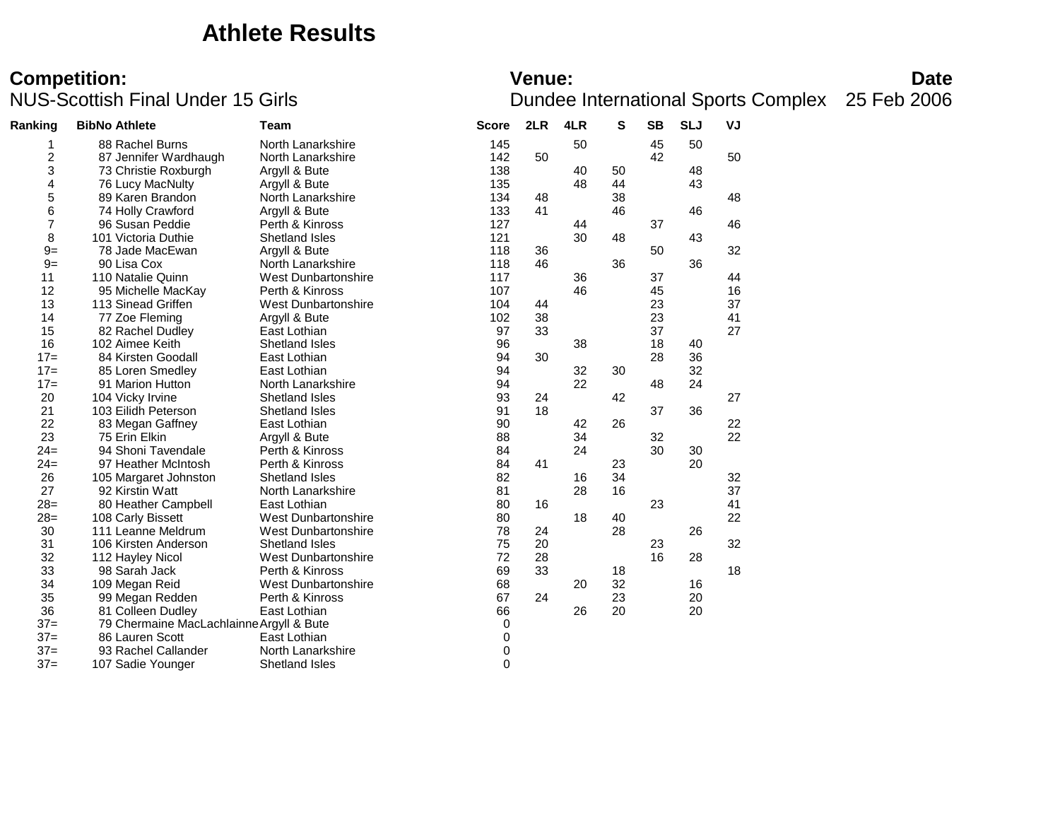# Athlete Results

**Competition:** NUS-Scottish Final Under 15 Girls

**Venue:** Dundee International Sports Complex

**Date** 25 Feb 2006

| Ranking | BibNo | Athlete | Team | Score | 2LR | 4LR | S | SB | SLJ | VJ |
|---|---|---|---|---|---|---|---|---|---|---|
| 1 | 88 | Rachel Burns | North Lanarkshire | 145 | | 50 | | 45 | 50 | |
| 2 | 87 | Jennifer Wardhaugh | North Lanarkshire | 142 | 50 | | | 42 | | 50 |
| 3 | 73 | Christie Roxburgh | Argyll & Bute | 138 | | 40 | 50 | | 48 | |
| 4 | 76 | Lucy MacNulty | Argyll & Bute | 135 | | 48 | 44 | | 43 | |
| 5 | 89 | Karen Brandon | North Lanarkshire | 134 | 48 | | 38 | | | 48 |
| 6 | 74 | Holly Crawford | Argyll & Bute | 133 | 41 | | 46 | | 46 | |
| 7 | 96 | Susan Peddie | Perth & Kinross | 127 | | 44 | | 37 | | 46 |
| 8 | 101 | Victoria Duthie | Shetland Isles | 121 | | 30 | 48 | | 43 | |
| 9= | 78 | Jade MacEwan | Argyll & Bute | 118 | 36 | | | 50 | | 32 |
| 9= | 90 | Lisa Cox | North Lanarkshire | 118 | 46 | | 36 | | 36 | |
| 11 | 110 | Natalie Quinn | West Dunbartonshire | 117 | | 36 | | 37 | | 44 |
| 12 | 95 | Michelle MacKay | Perth & Kinross | 107 | | 46 | | 45 | | 16 |
| 13 | 113 | Sinead Griffen | West Dunbartonshire | 104 | 44 | | | 23 | | 37 |
| 14 | 77 | Zoe Fleming | Argyll & Bute | 102 | 38 | | | 23 | | 41 |
| 15 | 82 | Rachel Dudley | East Lothian | 97 | 33 | | | 37 | | 27 |
| 16 | 102 | Aimee Keith | Shetland Isles | 96 | | 38 | | 18 | 40 | |
| 17= | 84 | Kirsten Goodall | East Lothian | 94 | 30 | | | 28 | 36 | |
| 17= | 85 | Loren Smedley | East Lothian | 94 | | 32 | 30 | | 32 | |
| 17= | 91 | Marion Hutton | North Lanarkshire | 94 | | 22 | | 48 | 24 | |
| 20 | 104 | Vicky Irvine | Shetland Isles | 93 | 24 | | 42 | | | 27 |
| 21 | 103 | Eilidh Peterson | Shetland Isles | 91 | 18 | | | 37 | 36 | |
| 22 | 83 | Megan Gaffney | East Lothian | 90 | | 42 | 26 | | | 22 |
| 23 | 75 | Erin Elkin | Argyll & Bute | 88 | | 34 | | 32 | | 22 |
| 24= | 94 | Shoni Tavendale | Perth & Kinross | 84 | | 24 | | 30 | 30 | |
| 24= | 97 | Heather McIntosh | Perth & Kinross | 84 | 41 | | 23 | | 20 | |
| 26 | 105 | Margaret Johnston | Shetland Isles | 82 | | 16 | 34 | | | 32 |
| 27 | 92 | Kirstin Watt | North Lanarkshire | 81 | | 28 | 16 | | | 37 |
| 28= | 80 | Heather Campbell | East Lothian | 80 | 16 | | | 23 | | 41 |
| 28= | 108 | Carly Bissett | West Dunbartonshire | 80 | | 18 | 40 | | | 22 |
| 30 | 111 | Leanne Meldrum | West Dunbartonshire | 78 | 24 | | 28 | | 26 | |
| 31 | 106 | Kirsten Anderson | Shetland Isles | 75 | 20 | | | 23 | | 32 |
| 32 | 112 | Hayley Nicol | West Dunbartonshire | 72 | 28 | | | 16 | 28 | |
| 33 | 98 | Sarah Jack | Perth & Kinross | 69 | 33 | | 18 | | | 18 |
| 34 | 109 | Megan Reid | West Dunbartonshire | 68 | | 20 | 32 | | 16 | |
| 35 | 99 | Megan Redden | Perth & Kinross | 67 | 24 | | 23 | | 20 | |
| 36 | 81 | Colleen Dudley | East Lothian | 66 | | 26 | 20 | | 20 | |
| 37= | 79 | Chermaine MacLachlainne | Argyll & Bute | 0 | | | | | | |
| 37= | 86 | Lauren Scott | East Lothian | 0 | | | | | | |
| 37= | 93 | Rachel Callander | North Lanarkshire | 0 | | | | | | |
| 37= | 107 | Sadie Younger | Shetland Isles | 0 | | | | | | |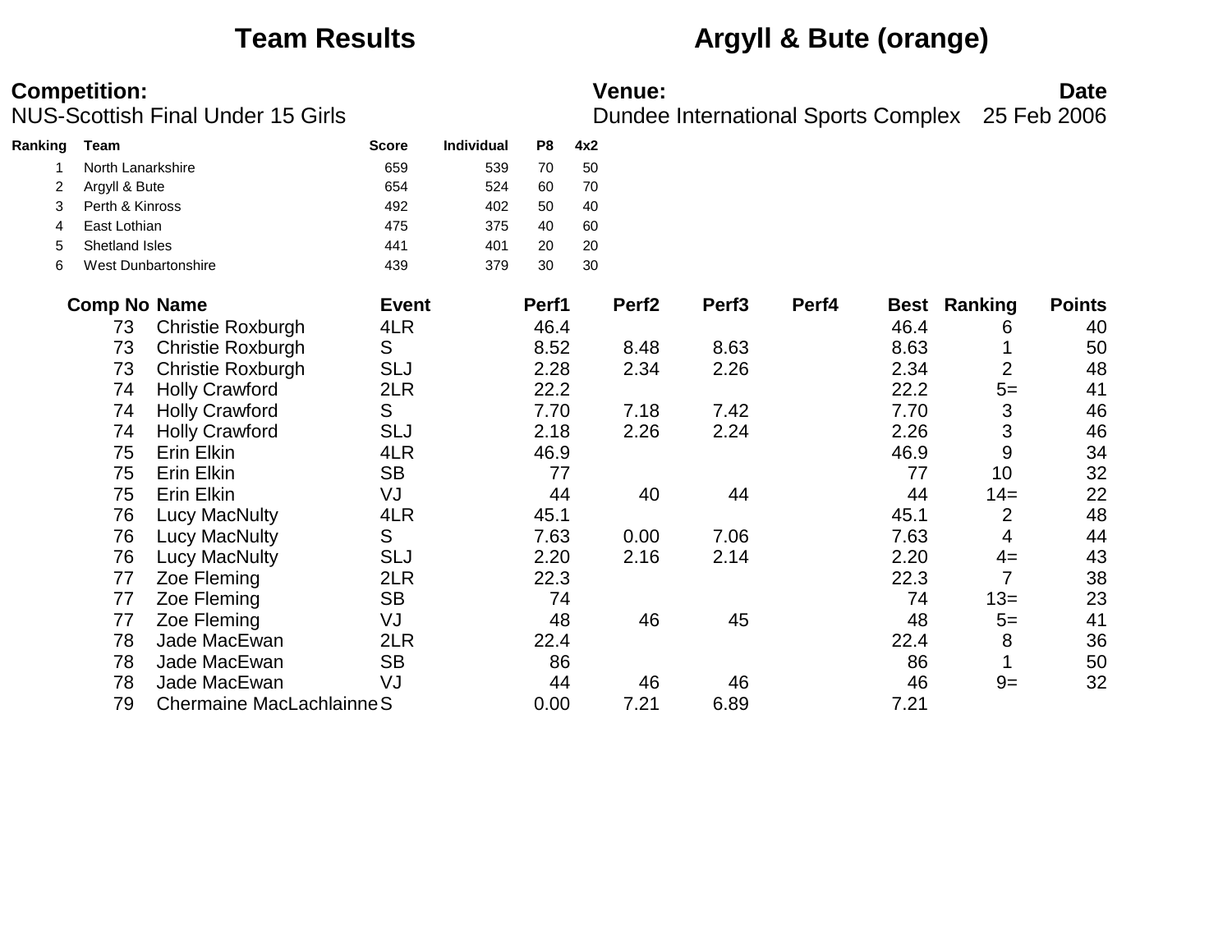# Team Results — Argyll & Bute (orange)

**Competition:**
NUS-Scottish Final Under 15 Girls

**Venue:**
Dundee International Sports Complex

**Date**
25 Feb 2006

| Ranking | Team | Score | Individual | P8 | 4x2 |
|---|---|---|---|---|---|
| 1 | North Lanarkshire | 659 | 539 | 70 | 50 |
| 2 | Argyll & Bute | 654 | 524 | 60 | 70 |
| 3 | Perth & Kinross | 492 | 402 | 50 | 40 |
| 4 | East Lothian | 475 | 375 | 40 | 60 |
| 5 | Shetland Isles | 441 | 401 | 20 | 20 |
| 6 | West Dunbartonshire | 439 | 379 | 30 | 30 |

| Comp No | Name | Event | Perf1 | Perf2 | Perf3 | Perf4 | Best | Ranking | Points |
|---|---|---|---|---|---|---|---|---|---|
| 73 | Christie Roxburgh | 4LR | 46.4 | | | | 46.4 | 6 | 40 |
| 73 | Christie Roxburgh | S | 8.52 | 8.48 | 8.63 | | 8.63 | 1 | 50 |
| 73 | Christie Roxburgh | SLJ | 2.28 | 2.34 | 2.26 | | 2.34 | 2 | 48 |
| 74 | Holly Crawford | 2LR | 22.2 | | | | 22.2 | 5= | 41 |
| 74 | Holly Crawford | S | 7.70 | 7.18 | 7.42 | | 7.70 | 3 | 46 |
| 74 | Holly Crawford | SLJ | 2.18 | 2.26 | 2.24 | | 2.26 | 3 | 46 |
| 75 | Erin Elkin | 4LR | 46.9 | | | | 46.9 | 9 | 34 |
| 75 | Erin Elkin | SB | 77 | | | | 77 | 10 | 32 |
| 75 | Erin Elkin | VJ | 44 | 40 | 44 | | 44 | 14= | 22 |
| 76 | Lucy MacNulty | 4LR | 45.1 | | | | 45.1 | 2 | 48 |
| 76 | Lucy MacNulty | S | 7.63 | 0.00 | 7.06 | | 7.63 | 4 | 44 |
| 76 | Lucy MacNulty | SLJ | 2.20 | 2.16 | 2.14 | | 2.20 | 4= | 43 |
| 77 | Zoe Fleming | 2LR | 22.3 | | | | 22.3 | 7 | 38 |
| 77 | Zoe Fleming | SB | 74 | | | | 74 | 13= | 23 |
| 77 | Zoe Fleming | VJ | 48 | 46 | 45 | | 48 | 5= | 41 |
| 78 | Jade MacEwan | 2LR | 22.4 | | | | 22.4 | 8 | 36 |
| 78 | Jade MacEwan | SB | 86 | | | | 86 | 1 | 50 |
| 78 | Jade MacEwan | VJ | 44 | 46 | 46 | | 46 | 9= | 32 |
| 79 | Chermaine MacLachlainne | S | 0.00 | 7.21 | 6.89 | | 7.21 | | |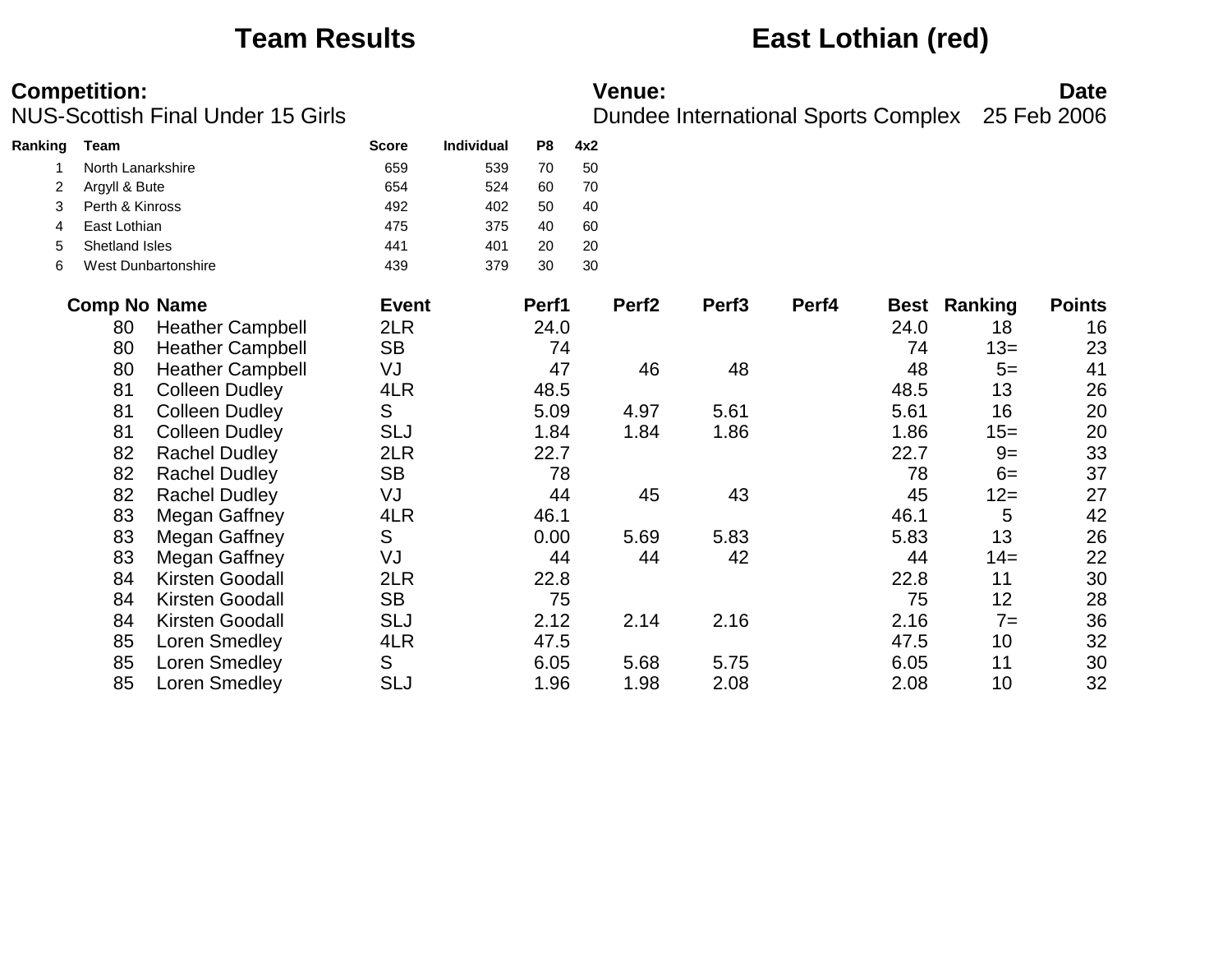# Team Results

## East Lothian (red)

**Competition:**
NUS-Scottish Final Under 15 Girls

**Venue:**
Dundee International Sports Complex

**Date**
25 Feb 2006

| Ranking | Team | Score | Individual | P8 | 4x2 |
|---|---|---|---|---|---|
| 1 | North Lanarkshire | 659 | 539 | 70 | 50 |
| 2 | Argyll & Bute | 654 | 524 | 60 | 70 |
| 3 | Perth & Kinross | 492 | 402 | 50 | 40 |
| 4 | East Lothian | 475 | 375 | 40 | 60 |
| 5 | Shetland Isles | 441 | 401 | 20 | 20 |
| 6 | West Dunbartonshire | 439 | 379 | 30 | 30 |

| Comp No | Name | Event | Perf1 | Perf2 | Perf3 | Perf4 | Best | Ranking | Points |
|---|---|---|---|---|---|---|---|---|---|
| 80 | Heather Campbell | 2LR | 24.0 | | | | 24.0 | 18 | 16 |
| 80 | Heather Campbell | SB | 74 | | | | 74 | 13= | 23 |
| 80 | Heather Campbell | VJ | 47 | 46 | 48 | | 48 | 5= | 41 |
| 81 | Colleen Dudley | 4LR | 48.5 | | | | 48.5 | 13 | 26 |
| 81 | Colleen Dudley | S | 5.09 | 4.97 | 5.61 | | 5.61 | 16 | 20 |
| 81 | Colleen Dudley | SLJ | 1.84 | 1.84 | 1.86 | | 1.86 | 15= | 20 |
| 82 | Rachel Dudley | 2LR | 22.7 | | | | 22.7 | 9= | 33 |
| 82 | Rachel Dudley | SB | 78 | | | | 78 | 6= | 37 |
| 82 | Rachel Dudley | VJ | 44 | 45 | 43 | | 45 | 12= | 27 |
| 83 | Megan Gaffney | 4LR | 46.1 | | | | 46.1 | 5 | 42 |
| 83 | Megan Gaffney | S | 0.00 | 5.69 | 5.83 | | 5.83 | 13 | 26 |
| 83 | Megan Gaffney | VJ | 44 | 44 | 42 | | 44 | 14= | 22 |
| 84 | Kirsten Goodall | 2LR | 22.8 | | | | 22.8 | 11 | 30 |
| 84 | Kirsten Goodall | SB | 75 | | | | 75 | 12 | 28 |
| 84 | Kirsten Goodall | SLJ | 2.12 | 2.14 | 2.16 | | 2.16 | 7= | 36 |
| 85 | Loren Smedley | 4LR | 47.5 | | | | 47.5 | 10 | 32 |
| 85 | Loren Smedley | S | 6.05 | 5.68 | 5.75 | | 6.05 | 11 | 30 |
| 85 | Loren Smedley | SLJ | 1.96 | 1.98 | 2.08 | | 2.08 | 10 | 32 |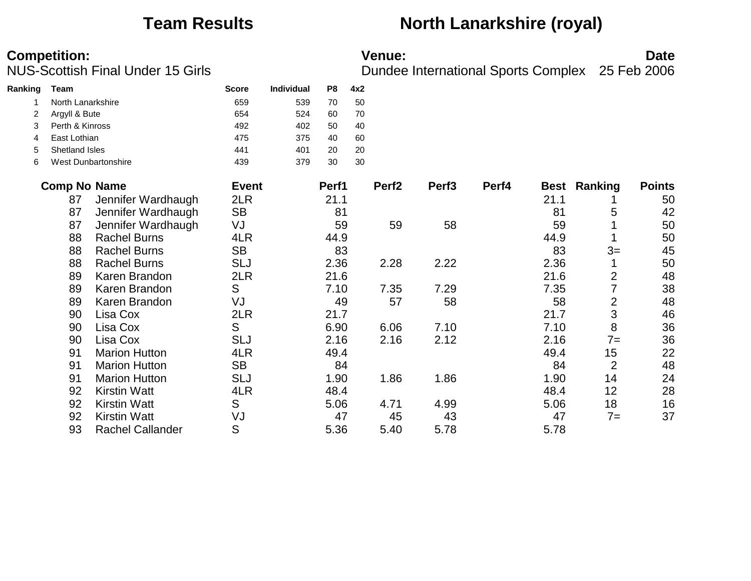# Team Results

# North Lanarkshire (royal)

**Competition:**
NUS-Scottish Final Under 15 Girls

**Venue:**
Dundee International Sports Complex

**Date**
25 Feb 2006

| Ranking | Team | Score | Individual | P8 | 4x2 |
|---|---|---|---|---|---|
| 1 | North Lanarkshire | 659 | 539 | 70 | 50 |
| 2 | Argyll & Bute | 654 | 524 | 60 | 70 |
| 3 | Perth & Kinross | 492 | 402 | 50 | 40 |
| 4 | East Lothian | 475 | 375 | 40 | 60 |
| 5 | Shetland Isles | 441 | 401 | 20 | 20 |
| 6 | West Dunbartonshire | 439 | 379 | 30 | 30 |

| Comp No | Name | Event | Perf1 | Perf2 | Perf3 | Perf4 | Best | Ranking | Points |
|---|---|---|---|---|---|---|---|---|---|
| 87 | Jennifer Wardhaugh | 2LR | 21.1 | | | | 21.1 | 1 | 50 |
| 87 | Jennifer Wardhaugh | SB | 81 | | | | 81 | 5 | 42 |
| 87 | Jennifer Wardhaugh | VJ | 59 | 59 | 58 | | 59 | 1 | 50 |
| 88 | Rachel Burns | 4LR | 44.9 | | | | 44.9 | 1 | 50 |
| 88 | Rachel Burns | SB | 83 | | | | 83 | 3= | 45 |
| 88 | Rachel Burns | SLJ | 2.36 | 2.28 | 2.22 | | 2.36 | 1 | 50 |
| 89 | Karen Brandon | 2LR | 21.6 | | | | 21.6 | 2 | 48 |
| 89 | Karen Brandon | S | 7.10 | 7.35 | 7.29 | | 7.35 | 7 | 38 |
| 89 | Karen Brandon | VJ | 49 | 57 | 58 | | 58 | 2 | 48 |
| 90 | Lisa Cox | 2LR | 21.7 | | | | 21.7 | 3 | 46 |
| 90 | Lisa Cox | S | 6.90 | 6.06 | 7.10 | | 7.10 | 8 | 36 |
| 90 | Lisa Cox | SLJ | 2.16 | 2.16 | 2.12 | | 2.16 | 7= | 36 |
| 91 | Marion Hutton | 4LR | 49.4 | | | | 49.4 | 15 | 22 |
| 91 | Marion Hutton | SB | 84 | | | | 84 | 2 | 48 |
| 91 | Marion Hutton | SLJ | 1.90 | 1.86 | 1.86 | | 1.90 | 14 | 24 |
| 92 | Kirstin Watt | 4LR | 48.4 | | | | 48.4 | 12 | 28 |
| 92 | Kirstin Watt | S | 5.06 | 4.71 | 4.99 | | 5.06 | 18 | 16 |
| 92 | Kirstin Watt | VJ | 47 | 45 | 43 | | 47 | 7= | 37 |
| 93 | Rachel Callander | S | 5.36 | 5.40 | 5.78 | | 5.78 | | |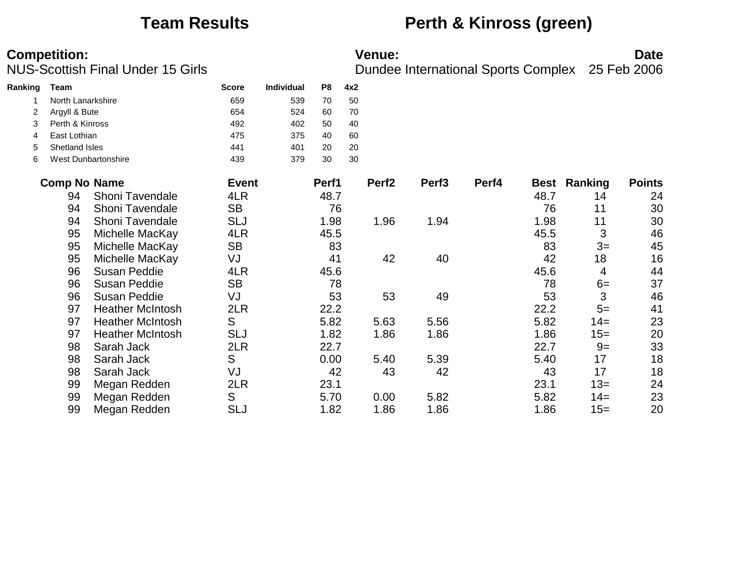## Team Results — Perth & Kinross (green)

**Competition:**
NUS-Scottish Final Under 15 Girls

**Venue:**
Dundee International Sports Complex

**Date**
25 Feb 2006

| Ranking | Team | Score | Individual | P8 | 4x2 |
|---|---|---|---|---|---|
| 1 | North Lanarkshire | 659 | 539 | 70 | 50 |
| 2 | Argyll & Bute | 654 | 524 | 60 | 70 |
| 3 | Perth & Kinross | 492 | 402 | 50 | 40 |
| 4 | East Lothian | 475 | 375 | 40 | 60 |
| 5 | Shetland Isles | 441 | 401 | 20 | 20 |
| 6 | West Dunbartonshire | 439 | 379 | 30 | 30 |

| Comp No | Name | Event | Perf1 | Perf2 | Perf3 | Perf4 | Best | Ranking | Points |
|---|---|---|---|---|---|---|---|---|---|
| 94 | Shoni Tavendale | 4LR | 48.7 | | | | 48.7 | 14 | 24 |
| 94 | Shoni Tavendale | SB | 76 | | | | 76 | 11 | 30 |
| 94 | Shoni Tavendale | SLJ | 1.98 | 1.96 | 1.94 | | 1.98 | 11 | 30 |
| 95 | Michelle MacKay | 4LR | 45.5 | | | | 45.5 | 3 | 46 |
| 95 | Michelle MacKay | SB | 83 | | | | 83 | 3= | 45 |
| 95 | Michelle MacKay | VJ | 41 | 42 | 40 | | 42 | 18 | 16 |
| 96 | Susan Peddie | 4LR | 45.6 | | | | 45.6 | 4 | 44 |
| 96 | Susan Peddie | SB | 78 | | | | 78 | 6= | 37 |
| 96 | Susan Peddie | VJ | 53 | 53 | 49 | | 53 | 3 | 46 |
| 97 | Heather McIntosh | 2LR | 22.2 | | | | 22.2 | 5= | 41 |
| 97 | Heather McIntosh | S | 5.82 | 5.63 | 5.56 | | 5.82 | 14= | 23 |
| 97 | Heather McIntosh | SLJ | 1.82 | 1.86 | 1.86 | | 1.86 | 15= | 20 |
| 98 | Sarah Jack | 2LR | 22.7 | | | | 22.7 | 9= | 33 |
| 98 | Sarah Jack | S | 0.00 | 5.40 | 5.39 | | 5.40 | 17 | 18 |
| 98 | Sarah Jack | VJ | 42 | 43 | 42 | | 43 | 17 | 18 |
| 99 | Megan Redden | 2LR | 23.1 | | | | 23.1 | 13= | 24 |
| 99 | Megan Redden | S | 5.70 | 0.00 | 5.82 | | 5.82 | 14= | 23 |
| 99 | Megan Redden | SLJ | 1.82 | 1.86 | 1.86 | | 1.86 | 15= | 20 |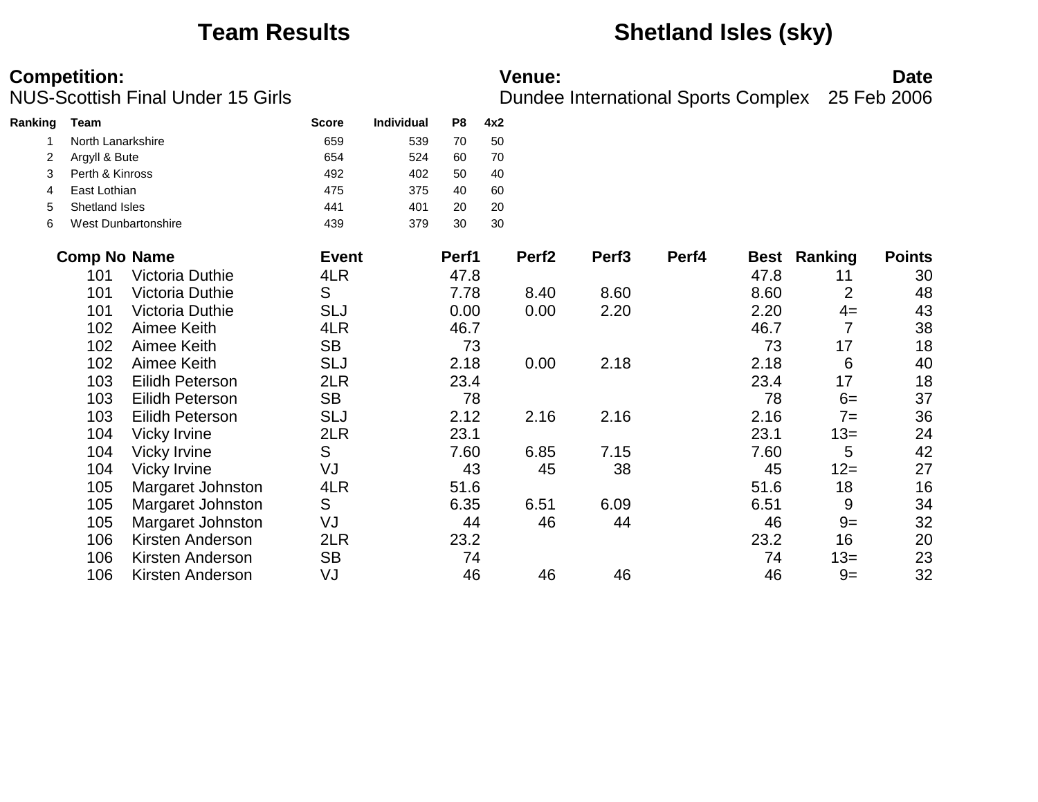# Team Results

# Shetland Isles (sky)

**Competition:**
NUS-Scottish Final Under 15 Girls

**Venue:**
Dundee International Sports Complex

**Date**
25 Feb 2006

| Ranking | Team | Score | Individual | P8 | 4x2 |
|---|---|---|---|---|---|
| 1 | North Lanarkshire | 659 | 539 | 70 | 50 |
| 2 | Argyll & Bute | 654 | 524 | 60 | 70 |
| 3 | Perth & Kinross | 492 | 402 | 50 | 40 |
| 4 | East Lothian | 475 | 375 | 40 | 60 |
| 5 | Shetland Isles | 441 | 401 | 20 | 20 |
| 6 | West Dunbartonshire | 439 | 379 | 30 | 30 |

| Comp No | Name | Event | Perf1 | Perf2 | Perf3 | Perf4 | Best | Ranking | Points |
|---|---|---|---|---|---|---|---|---|---|
| 101 | Victoria Duthie | 4LR | 47.8 | | | | 47.8 | 11 | 30 |
| 101 | Victoria Duthie | S | 7.78 | 8.40 | 8.60 | | 8.60 | 2 | 48 |
| 101 | Victoria Duthie | SLJ | 0.00 | 0.00 | 2.20 | | 2.20 | 4= | 43 |
| 102 | Aimee Keith | 4LR | 46.7 | | | | 46.7 | 7 | 38 |
| 102 | Aimee Keith | SB | 73 | | | | 73 | 17 | 18 |
| 102 | Aimee Keith | SLJ | 2.18 | 0.00 | 2.18 | | 2.18 | 6 | 40 |
| 103 | Eilidh Peterson | 2LR | 23.4 | | | | 23.4 | 17 | 18 |
| 103 | Eilidh Peterson | SB | 78 | | | | 78 | 6= | 37 |
| 103 | Eilidh Peterson | SLJ | 2.12 | 2.16 | 2.16 | | 2.16 | 7= | 36 |
| 104 | Vicky Irvine | 2LR | 23.1 | | | | 23.1 | 13= | 24 |
| 104 | Vicky Irvine | S | 7.60 | 6.85 | 7.15 | | 7.60 | 5 | 42 |
| 104 | Vicky Irvine | VJ | 43 | 45 | 38 | | 45 | 12= | 27 |
| 105 | Margaret Johnston | 4LR | 51.6 | | | | 51.6 | 18 | 16 |
| 105 | Margaret Johnston | S | 6.35 | 6.51 | 6.09 | | 6.51 | 9 | 34 |
| 105 | Margaret Johnston | VJ | 44 | 46 | 44 | | 46 | 9= | 32 |
| 106 | Kirsten Anderson | 2LR | 23.2 | | | | 23.2 | 16 | 20 |
| 106 | Kirsten Anderson | SB | 74 | | | | 74 | 13= | 23 |
| 106 | Kirsten Anderson | VJ | 46 | 46 | 46 | | 46 | 9= | 32 |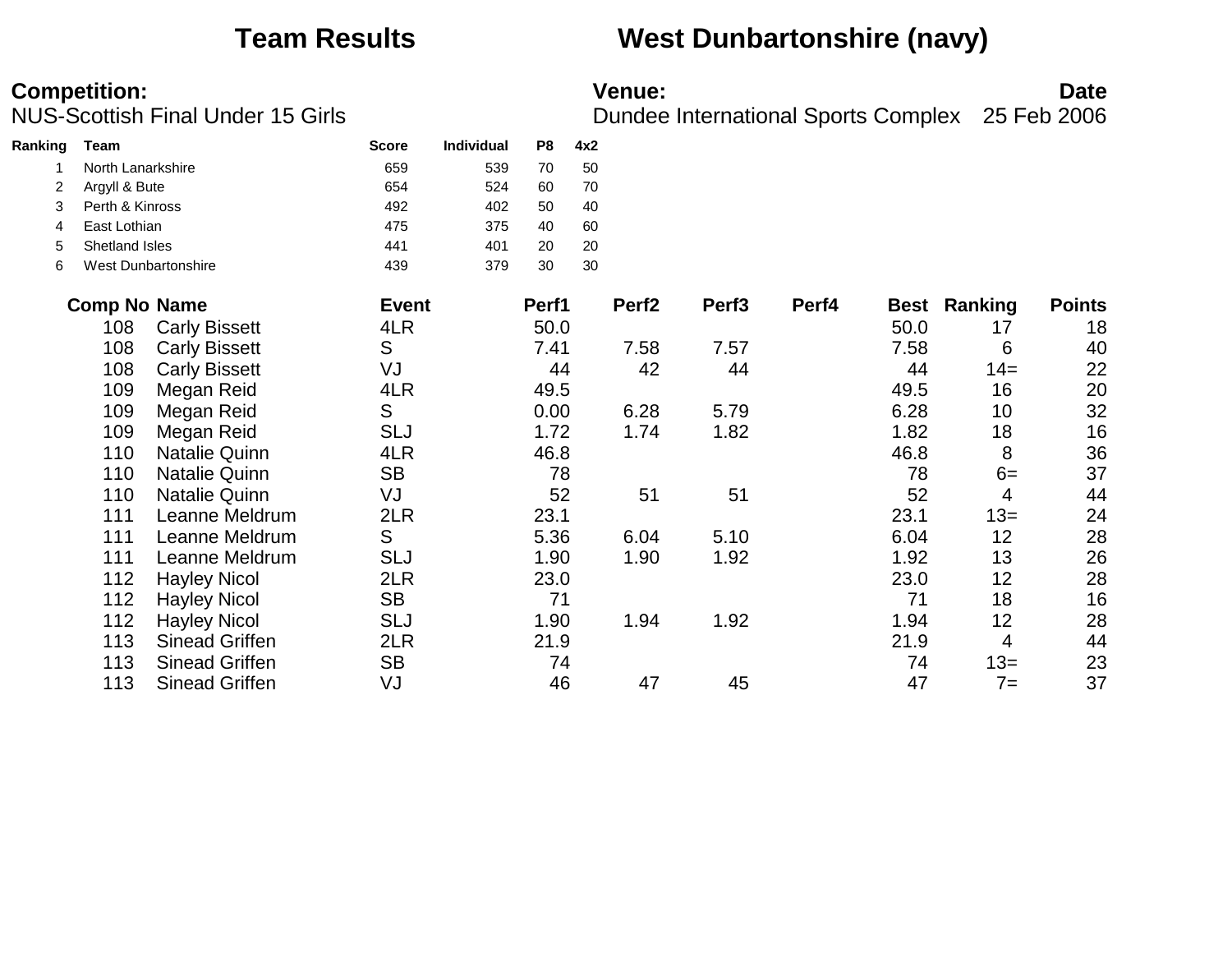# Team Results　　　West Dunbartonshire (navy)

**Competition:**
NUS-Scottish Final Under 15 Girls

**Venue:**
Dundee International Sports Complex

**Date**
25 Feb 2006

| Ranking | Team | Score | Individual | P8 | 4x2 |
|---|---|---|---|---|---|
| 1 | North Lanarkshire | 659 | 539 | 70 | 50 |
| 2 | Argyll & Bute | 654 | 524 | 60 | 70 |
| 3 | Perth & Kinross | 492 | 402 | 50 | 40 |
| 4 | East Lothian | 475 | 375 | 40 | 60 |
| 5 | Shetland Isles | 441 | 401 | 20 | 20 |
| 6 | West Dunbartonshire | 439 | 379 | 30 | 30 |

| Comp No | Name | Event | Perf1 | Perf2 | Perf3 | Perf4 | Best | Ranking | Points |
|---|---|---|---|---|---|---|---|---|---|
| 108 | Carly Bissett | 4LR | 50.0 | | | | 50.0 | 17 | 18 |
| 108 | Carly Bissett | S | 7.41 | 7.58 | 7.57 | | 7.58 | 6 | 40 |
| 108 | Carly Bissett | VJ | 44 | 42 | 44 | | 44 | 14= | 22 |
| 109 | Megan Reid | 4LR | 49.5 | | | | 49.5 | 16 | 20 |
| 109 | Megan Reid | S | 0.00 | 6.28 | 5.79 | | 6.28 | 10 | 32 |
| 109 | Megan Reid | SLJ | 1.72 | 1.74 | 1.82 | | 1.82 | 18 | 16 |
| 110 | Natalie Quinn | 4LR | 46.8 | | | | 46.8 | 8 | 36 |
| 110 | Natalie Quinn | SB | 78 | | | | 78 | 6= | 37 |
| 110 | Natalie Quinn | VJ | 52 | 51 | 51 | | 52 | 4 | 44 |
| 111 | Leanne Meldrum | 2LR | 23.1 | | | | 23.1 | 13= | 24 |
| 111 | Leanne Meldrum | S | 5.36 | 6.04 | 5.10 | | 6.04 | 12 | 28 |
| 111 | Leanne Meldrum | SLJ | 1.90 | 1.90 | 1.92 | | 1.92 | 13 | 26 |
| 112 | Hayley Nicol | 2LR | 23.0 | | | | 23.0 | 12 | 28 |
| 112 | Hayley Nicol | SB | 71 | | | | 71 | 18 | 16 |
| 112 | Hayley Nicol | SLJ | 1.90 | 1.94 | 1.92 | | 1.94 | 12 | 28 |
| 113 | Sinead Griffen | 2LR | 21.9 | | | | 21.9 | 4 | 44 |
| 113 | Sinead Griffen | SB | 74 | | | | 74 | 13= | 23 |
| 113 | Sinead Griffen | VJ | 46 | 47 | 45 | | 47 | 7= | 37 |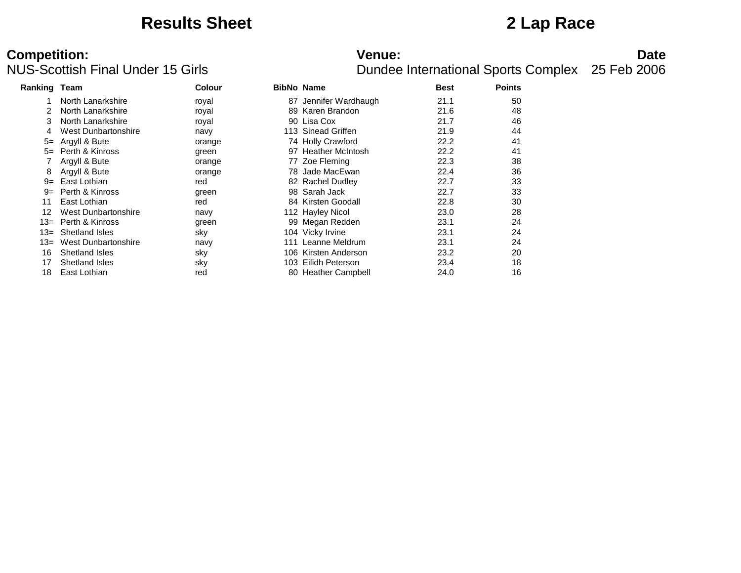# Results Sheet

# 2 Lap Race

**Competition:**
NUS-Scottish Final Under 15 Girls

**Venue:**
Dundee International Sports Complex

**Date**
25 Feb 2006

| Ranking | Team | Colour | BibNo | Name | Best | Points |
|---|---|---|---|---|---|---|
| 1 | North Lanarkshire | royal | 87 | Jennifer Wardhaugh | 21.1 | 50 |
| 2 | North Lanarkshire | royal | 89 | Karen Brandon | 21.6 | 48 |
| 3 | North Lanarkshire | royal | 90 | Lisa Cox | 21.7 | 46 |
| 4 | West Dunbartonshire | navy | 113 | Sinead Griffen | 21.9 | 44 |
| 5= | Argyll & Bute | orange | 74 | Holly Crawford | 22.2 | 41 |
| 5= | Perth & Kinross | green | 97 | Heather McIntosh | 22.2 | 41 |
| 7 | Argyll & Bute | orange | 77 | Zoe Fleming | 22.3 | 38 |
| 8 | Argyll & Bute | orange | 78 | Jade MacEwan | 22.4 | 36 |
| 9= | East Lothian | red | 82 | Rachel Dudley | 22.7 | 33 |
| 9= | Perth & Kinross | green | 98 | Sarah Jack | 22.7 | 33 |
| 11 | East Lothian | red | 84 | Kirsten Goodall | 22.8 | 30 |
| 12 | West Dunbartonshire | navy | 112 | Hayley Nicol | 23.0 | 28 |
| 13= | Perth & Kinross | green | 99 | Megan Redden | 23.1 | 24 |
| 13= | Shetland Isles | sky | 104 | Vicky Irvine | 23.1 | 24 |
| 13= | West Dunbartonshire | navy | 111 | Leanne Meldrum | 23.1 | 24 |
| 16 | Shetland Isles | sky | 106 | Kirsten Anderson | 23.2 | 20 |
| 17 | Shetland Isles | sky | 103 | Eilidh Peterson | 23.4 | 18 |
| 18 | East Lothian | red | 80 | Heather Campbell | 24.0 | 16 |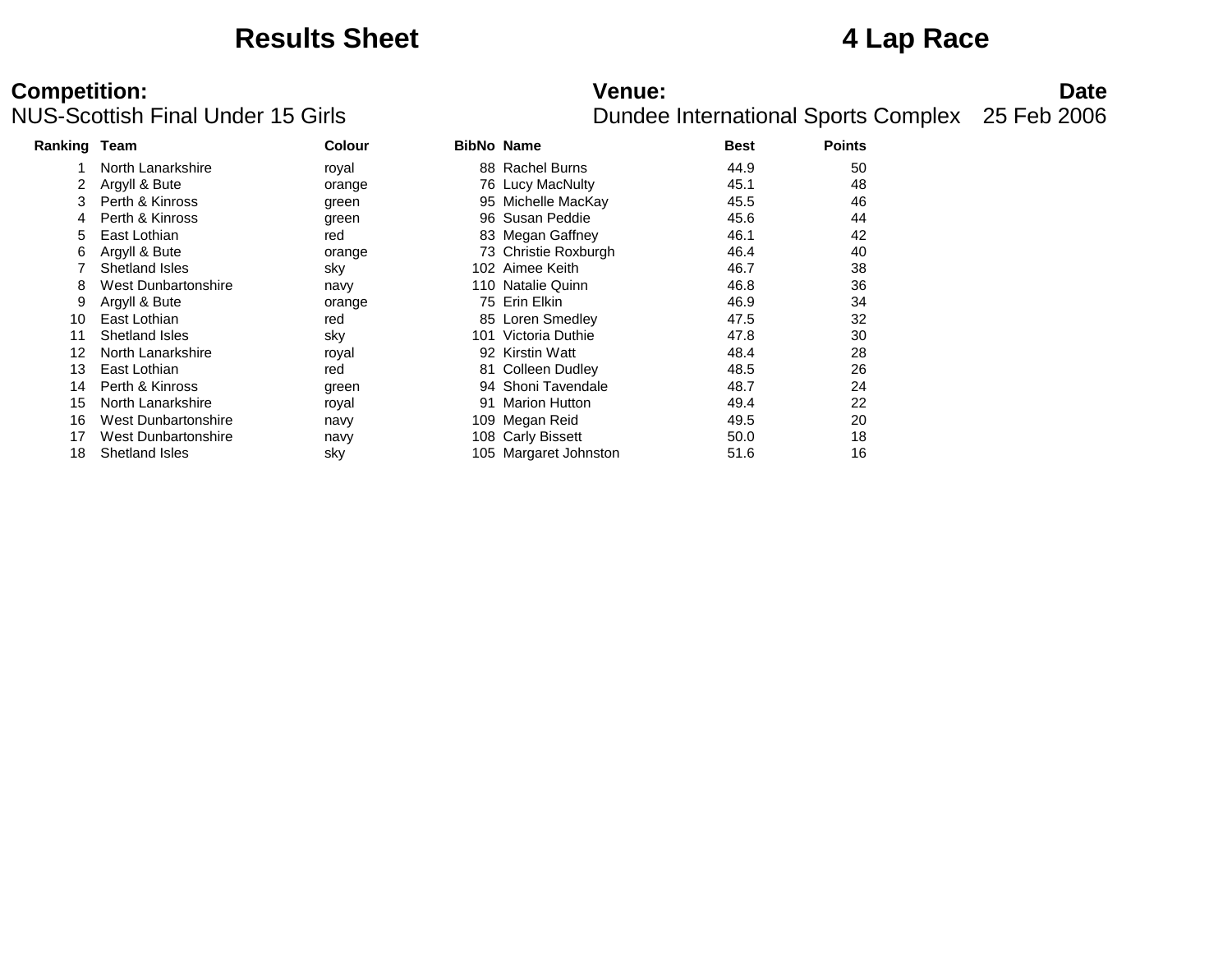# Results Sheet

# 4 Lap Race

**Competition:**
NUS-Scottish Final Under 15 Girls

**Venue:**
Dundee International Sports Complex

**Date**
25 Feb 2006

| Ranking | Team | Colour | BibNo | Name | Best | Points |
|---|---|---|---|---|---|---|
| 1 | North Lanarkshire | royal | 88 | Rachel Burns | 44.9 | 50 |
| 2 | Argyll & Bute | orange | 76 | Lucy MacNulty | 45.1 | 48 |
| 3 | Perth & Kinross | green | 95 | Michelle MacKay | 45.5 | 46 |
| 4 | Perth & Kinross | green | 96 | Susan Peddie | 45.6 | 44 |
| 5 | East Lothian | red | 83 | Megan Gaffney | 46.1 | 42 |
| 6 | Argyll & Bute | orange | 73 | Christie Roxburgh | 46.4 | 40 |
| 7 | Shetland Isles | sky | 102 | Aimee Keith | 46.7 | 38 |
| 8 | West Dunbartonshire | navy | 110 | Natalie Quinn | 46.8 | 36 |
| 9 | Argyll & Bute | orange | 75 | Erin Elkin | 46.9 | 34 |
| 10 | East Lothian | red | 85 | Loren Smedley | 47.5 | 32 |
| 11 | Shetland Isles | sky | 101 | Victoria Duthie | 47.8 | 30 |
| 12 | North Lanarkshire | royal | 92 | Kirstin Watt | 48.4 | 28 |
| 13 | East Lothian | red | 81 | Colleen Dudley | 48.5 | 26 |
| 14 | Perth & Kinross | green | 94 | Shoni Tavendale | 48.7 | 24 |
| 15 | North Lanarkshire | royal | 91 | Marion Hutton | 49.4 | 22 |
| 16 | West Dunbartonshire | navy | 109 | Megan Reid | 49.5 | 20 |
| 17 | West Dunbartonshire | navy | 108 | Carly Bissett | 50.0 | 18 |
| 18 | Shetland Isles | sky | 105 | Margaret Johnston | 51.6 | 16 |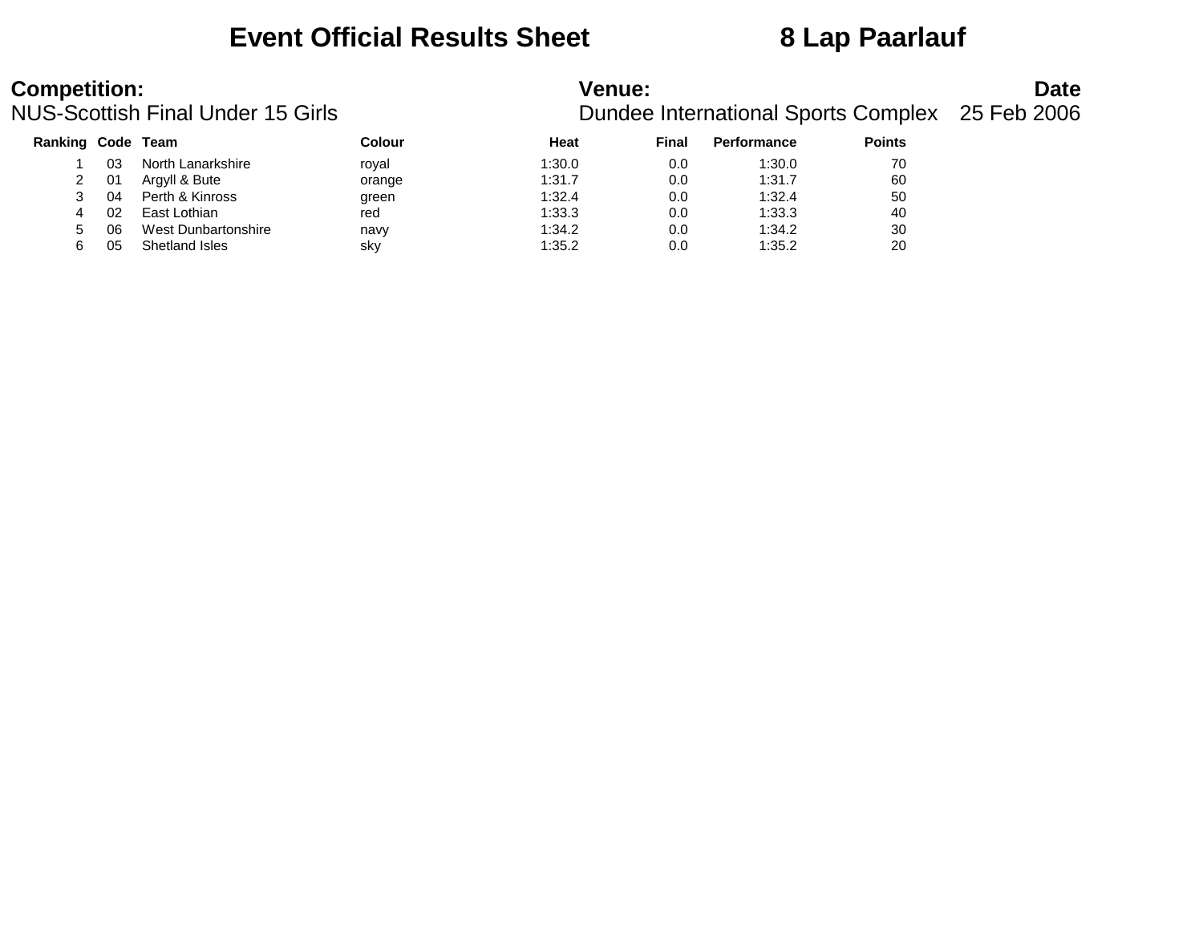# Event Official Results Sheet — 8 Lap Paarlauf

**Competition:**
NUS-Scottish Final Under 15 Girls

**Venue:**
Dundee International Sports Complex

**Date**
25 Feb 2006

| Ranking | Code | Team | Colour | Heat | Final | Performance | Points |
|---|---|---|---|---|---|---|---|
| 1 | 03 | North Lanarkshire | royal | 1:30.0 | 0.0 | 1:30.0 | 70 |
| 2 | 01 | Argyll & Bute | orange | 1:31.7 | 0.0 | 1:31.7 | 60 |
| 3 | 04 | Perth & Kinross | green | 1:32.4 | 0.0 | 1:32.4 | 50 |
| 4 | 02 | East Lothian | red | 1:33.3 | 0.0 | 1:33.3 | 40 |
| 5 | 06 | West Dunbartonshire | navy | 1:34.2 | 0.0 | 1:34.2 | 30 |
| 6 | 05 | Shetland Isles | sky | 1:35.2 | 0.0 | 1:35.2 | 20 |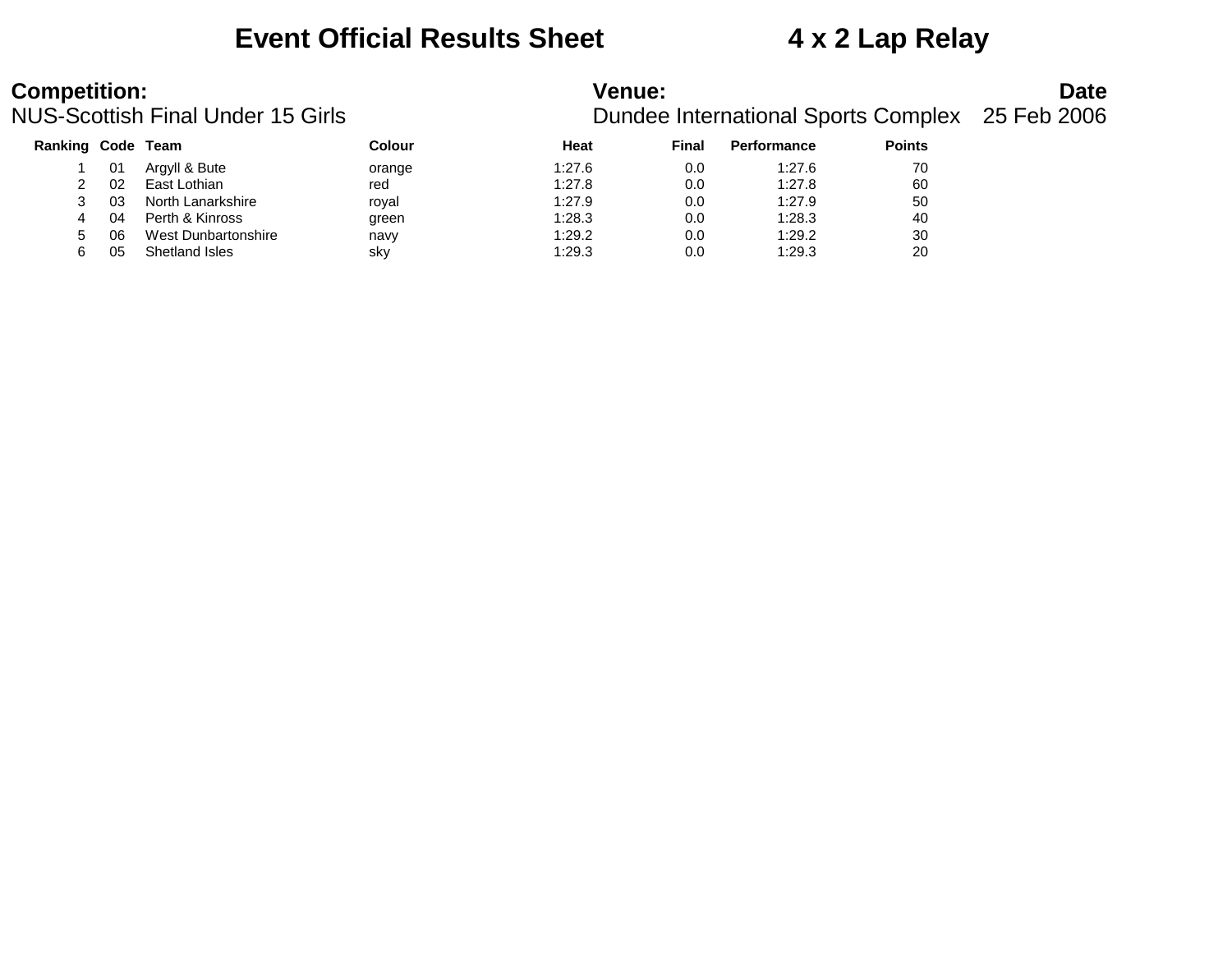# Event Official Results Sheet 4 x 2 Lap Relay

**Competition:**
NUS-Scottish Final Under 15 Girls

**Venue:**
Dundee International Sports Complex

**Date**
25 Feb 2006

| Ranking | Code | Team | Colour | Heat | Final | Performance | Points |
|---|---|---|---|---|---|---|---|
| 1 | 01 | Argyll & Bute | orange | 1:27.6 | 0.0 | 1:27.6 | 70 |
| 2 | 02 | East Lothian | red | 1:27.8 | 0.0 | 1:27.8 | 60 |
| 3 | 03 | North Lanarkshire | royal | 1:27.9 | 0.0 | 1:27.9 | 50 |
| 4 | 04 | Perth & Kinross | green | 1:28.3 | 0.0 | 1:28.3 | 40 |
| 5 | 06 | West Dunbartonshire | navy | 1:29.2 | 0.0 | 1:29.2 | 30 |
| 6 | 05 | Shetland Isles | sky | 1:29.3 | 0.0 | 1:29.3 | 20 |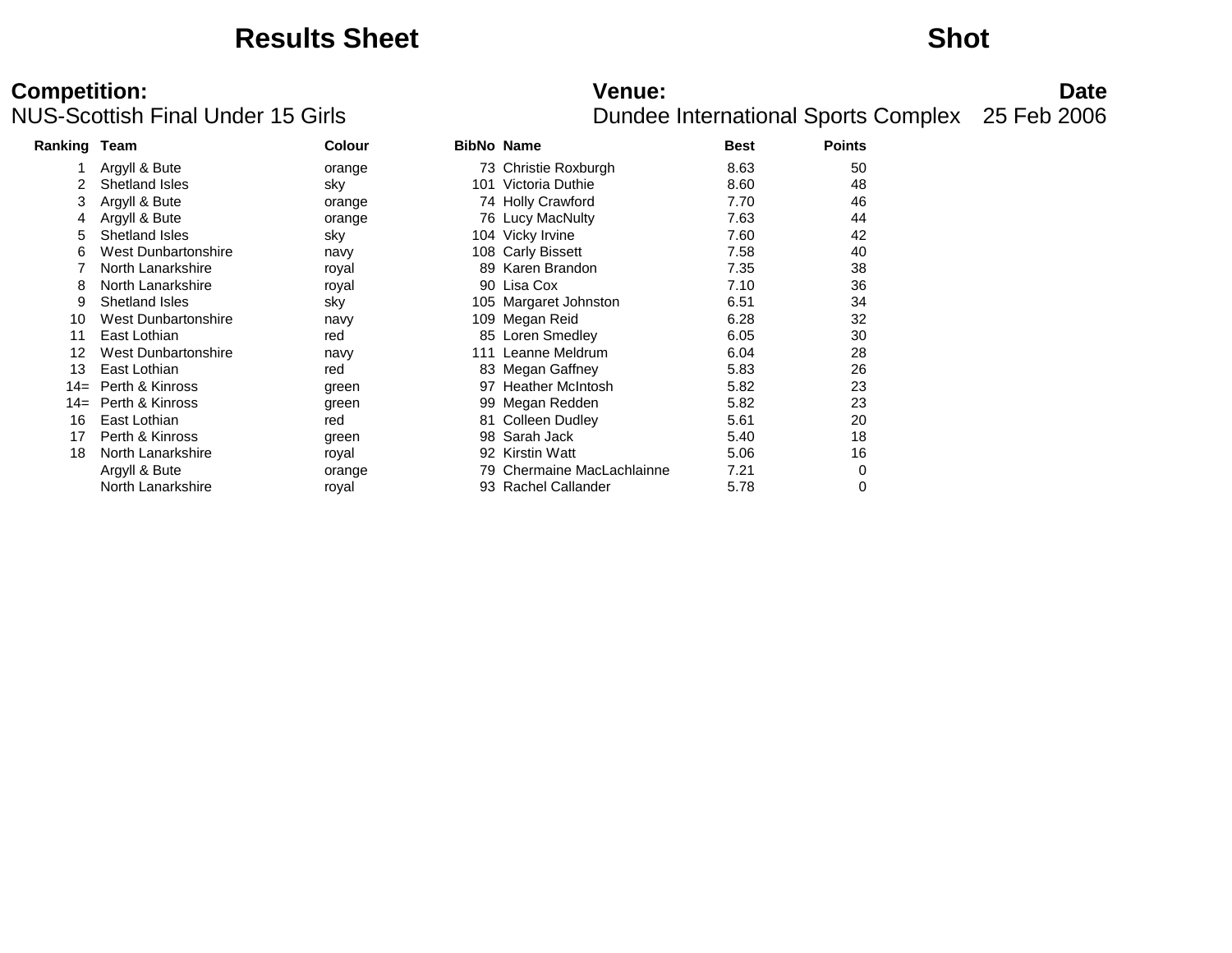# Results Sheet

# Shot

**Competition:**
NUS-Scottish Final Under 15 Girls

**Venue:**
Dundee International Sports Complex

**Date**
25 Feb 2006

| Ranking | Team | Colour | BibNo | Name | Best | Points |
|---|---|---|---|---|---|---|
| 1 | Argyll & Bute | orange | 73 | Christie Roxburgh | 8.63 | 50 |
| 2 | Shetland Isles | sky | 101 | Victoria Duthie | 8.60 | 48 |
| 3 | Argyll & Bute | orange | 74 | Holly Crawford | 7.70 | 46 |
| 4 | Argyll & Bute | orange | 76 | Lucy MacNulty | 7.63 | 44 |
| 5 | Shetland Isles | sky | 104 | Vicky Irvine | 7.60 | 42 |
| 6 | West Dunbartonshire | navy | 108 | Carly Bissett | 7.58 | 40 |
| 7 | North Lanarkshire | royal | 89 | Karen Brandon | 7.35 | 38 |
| 8 | North Lanarkshire | royal | 90 | Lisa Cox | 7.10 | 36 |
| 9 | Shetland Isles | sky | 105 | Margaret Johnston | 6.51 | 34 |
| 10 | West Dunbartonshire | navy | 109 | Megan Reid | 6.28 | 32 |
| 11 | East Lothian | red | 85 | Loren Smedley | 6.05 | 30 |
| 12 | West Dunbartonshire | navy | 111 | Leanne Meldrum | 6.04 | 28 |
| 13 | East Lothian | red | 83 | Megan Gaffney | 5.83 | 26 |
| 14= | Perth & Kinross | green | 97 | Heather McIntosh | 5.82 | 23 |
| 14= | Perth & Kinross | green | 99 | Megan Redden | 5.82 | 23 |
| 16 | East Lothian | red | 81 | Colleen Dudley | 5.61 | 20 |
| 17 | Perth & Kinross | green | 98 | Sarah Jack | 5.40 | 18 |
| 18 | North Lanarkshire | royal | 92 | Kirstin Watt | 5.06 | 16 |
| | Argyll & Bute | orange | 79 | Chermaine MacLachlainne | 7.21 | 0 |
| | North Lanarkshire | royal | 93 | Rachel Callander | 5.78 | 0 |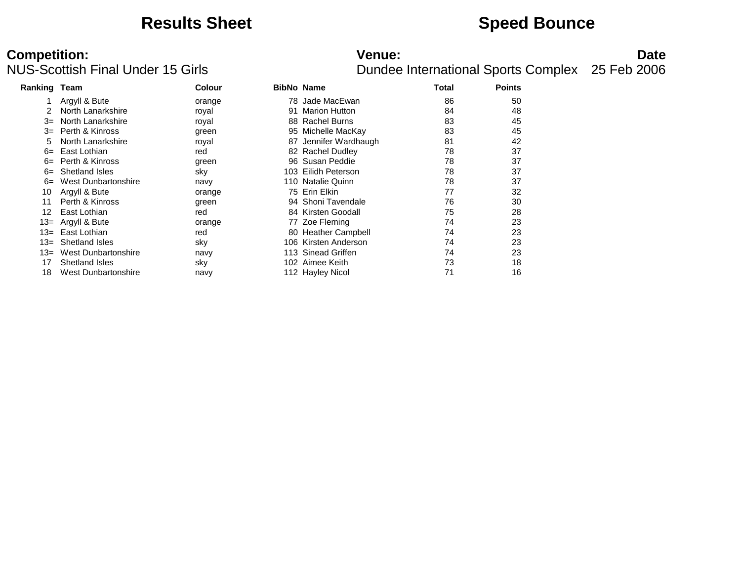# Results Sheet

# Speed Bounce

**Competition:**
NUS-Scottish Final Under 15 Girls

**Venue:**
Dundee International Sports Complex

**Date**
25 Feb 2006

| Ranking | Team | Colour | BibNo | Name | Total | Points |
|---|---|---|---|---|---|---|
| 1 | Argyll & Bute | orange | 78 | Jade MacEwan | 86 | 50 |
| 2 | North Lanarkshire | royal | 91 | Marion Hutton | 84 | 48 |
| 3= | North Lanarkshire | royal | 88 | Rachel Burns | 83 | 45 |
| 3= | Perth & Kinross | green | 95 | Michelle MacKay | 83 | 45 |
| 5 | North Lanarkshire | royal | 87 | Jennifer Wardhaugh | 81 | 42 |
| 6= | East Lothian | red | 82 | Rachel Dudley | 78 | 37 |
| 6= | Perth & Kinross | green | 96 | Susan Peddie | 78 | 37 |
| 6= | Shetland Isles | sky | 103 | Eilidh Peterson | 78 | 37 |
| 6= | West Dunbartonshire | navy | 110 | Natalie Quinn | 78 | 37 |
| 10 | Argyll & Bute | orange | 75 | Erin Elkin | 77 | 32 |
| 11 | Perth & Kinross | green | 94 | Shoni Tavendale | 76 | 30 |
| 12 | East Lothian | red | 84 | Kirsten Goodall | 75 | 28 |
| 13= | Argyll & Bute | orange | 77 | Zoe Fleming | 74 | 23 |
| 13= | East Lothian | red | 80 | Heather Campbell | 74 | 23 |
| 13= | Shetland Isles | sky | 106 | Kirsten Anderson | 74 | 23 |
| 13= | West Dunbartonshire | navy | 113 | Sinead Griffen | 74 | 23 |
| 17 | Shetland Isles | sky | 102 | Aimee Keith | 73 | 18 |
| 18 | West Dunbartonshire | navy | 112 | Hayley Nicol | 71 | 16 |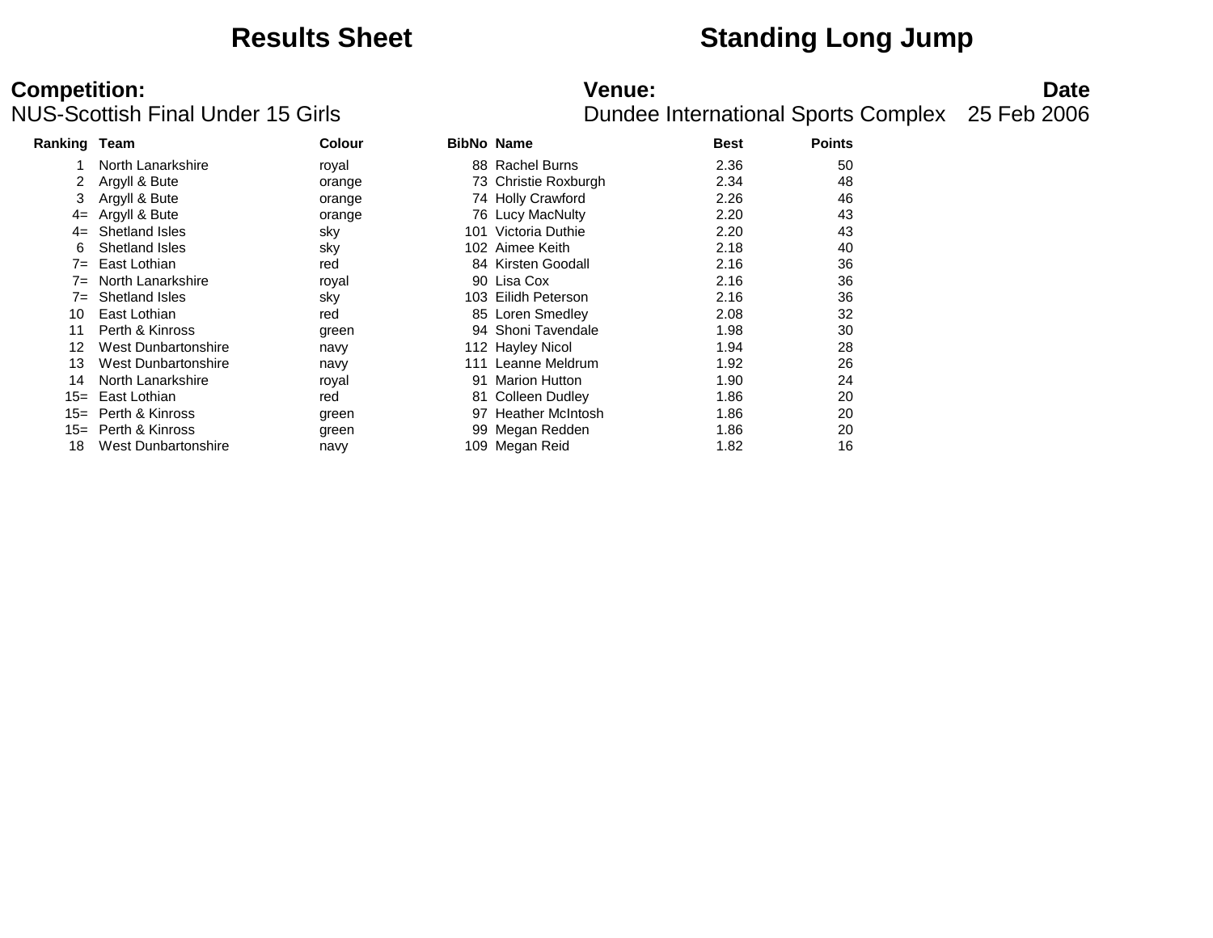# Results Sheet

# Standing Long Jump

**Competition:**
NUS-Scottish Final Under 15 Girls

**Venue:**
Dundee International Sports Complex

**Date**
25 Feb 2006

| Ranking | Team | Colour | BibNo | Name | Best | Points |
|---|---|---|---|---|---|---|
| 1 | North Lanarkshire | royal | 88 | Rachel Burns | 2.36 | 50 |
| 2 | Argyll & Bute | orange | 73 | Christie Roxburgh | 2.34 | 48 |
| 3 | Argyll & Bute | orange | 74 | Holly Crawford | 2.26 | 46 |
| 4= | Argyll & Bute | orange | 76 | Lucy MacNulty | 2.20 | 43 |
| 4= | Shetland Isles | sky | 101 | Victoria Duthie | 2.20 | 43 |
| 6 | Shetland Isles | sky | 102 | Aimee Keith | 2.18 | 40 |
| 7= | East Lothian | red | 84 | Kirsten Goodall | 2.16 | 36 |
| 7= | North Lanarkshire | royal | 90 | Lisa Cox | 2.16 | 36 |
| 7= | Shetland Isles | sky | 103 | Eilidh Peterson | 2.16 | 36 |
| 10 | East Lothian | red | 85 | Loren Smedley | 2.08 | 32 |
| 11 | Perth & Kinross | green | 94 | Shoni Tavendale | 1.98 | 30 |
| 12 | West Dunbartonshire | navy | 112 | Hayley Nicol | 1.94 | 28 |
| 13 | West Dunbartonshire | navy | 111 | Leanne Meldrum | 1.92 | 26 |
| 14 | North Lanarkshire | royal | 91 | Marion Hutton | 1.90 | 24 |
| 15= | East Lothian | red | 81 | Colleen Dudley | 1.86 | 20 |
| 15= | Perth & Kinross | green | 97 | Heather McIntosh | 1.86 | 20 |
| 15= | Perth & Kinross | green | 99 | Megan Redden | 1.86 | 20 |
| 18 | West Dunbartonshire | navy | 109 | Megan Reid | 1.82 | 16 |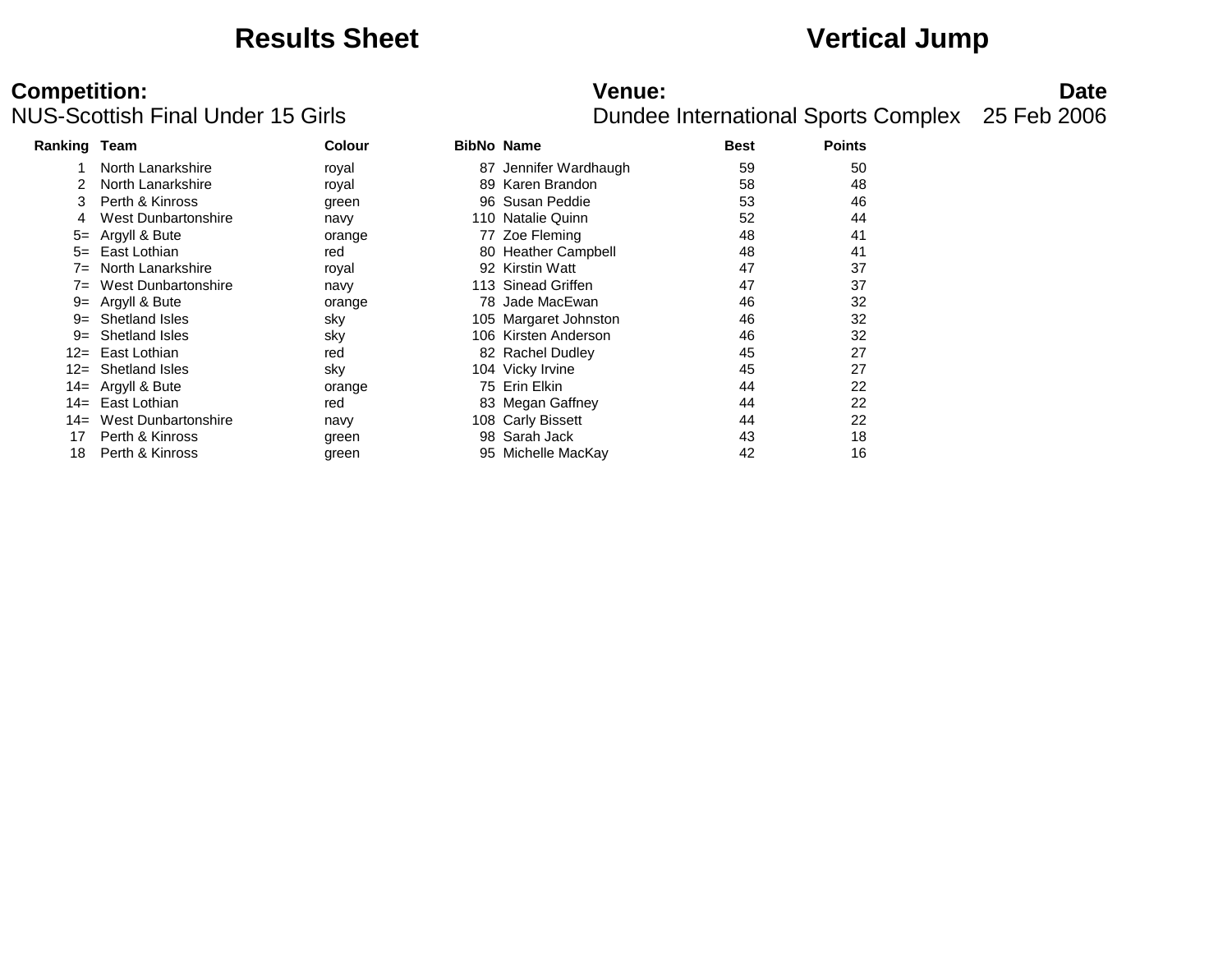# Results Sheet

# Vertical Jump

**Competition:**
NUS-Scottish Final Under 15 Girls

**Venue:**
Dundee International Sports Complex

**Date**
25 Feb 2006

| Ranking | Team | Colour | BibNo | Name | Best | Points |
|---|---|---|---|---|---|---|
| 1 | North Lanarkshire | royal | 87 | Jennifer Wardhaugh | 59 | 50 |
| 2 | North Lanarkshire | royal | 89 | Karen Brandon | 58 | 48 |
| 3 | Perth & Kinross | green | 96 | Susan Peddie | 53 | 46 |
| 4 | West Dunbartonshire | navy | 110 | Natalie Quinn | 52 | 44 |
| 5= | Argyll & Bute | orange | 77 | Zoe Fleming | 48 | 41 |
| 5= | East Lothian | red | 80 | Heather Campbell | 48 | 41 |
| 7= | North Lanarkshire | royal | 92 | Kirstin Watt | 47 | 37 |
| 7= | West Dunbartonshire | navy | 113 | Sinead Griffen | 47 | 37 |
| 9= | Argyll & Bute | orange | 78 | Jade MacEwan | 46 | 32 |
| 9= | Shetland Isles | sky | 105 | Margaret Johnston | 46 | 32 |
| 9= | Shetland Isles | sky | 106 | Kirsten Anderson | 46 | 32 |
| 12= | East Lothian | red | 82 | Rachel Dudley | 45 | 27 |
| 12= | Shetland Isles | sky | 104 | Vicky Irvine | 45 | 27 |
| 14= | Argyll & Bute | orange | 75 | Erin Elkin | 44 | 22 |
| 14= | East Lothian | red | 83 | Megan Gaffney | 44 | 22 |
| 14= | West Dunbartonshire | navy | 108 | Carly Bissett | 44 | 22 |
| 17 | Perth & Kinross | green | 98 | Sarah Jack | 43 | 18 |
| 18 | Perth & Kinross | green | 95 | Michelle MacKay | 42 | 16 |